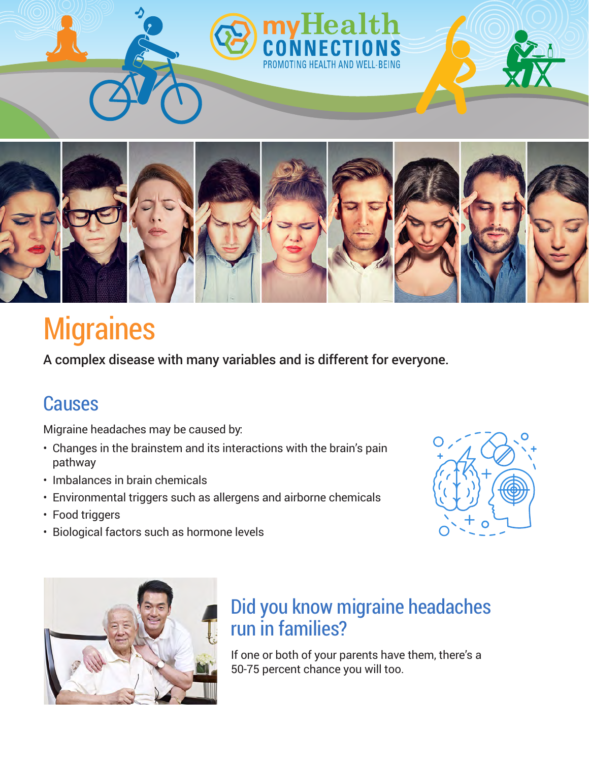myHealth CONNECTIONS
PROMOTING HEALTH AND WELL-BEING

# Migraines

A complex disease with many variables and is different for everyone.

## Causes

Migraine headaches may be caused by:

- Changes in the brainstem and its interactions with the brain's pain pathway
- Imbalances in brain chemicals
- Environmental triggers such as allergens and airborne chemicals
- Food triggers
- Biological factors such as hormone levels

## Did you know migraine headaches run in families?

If one or both of your parents have them, there's a 50-75 percent chance you will too.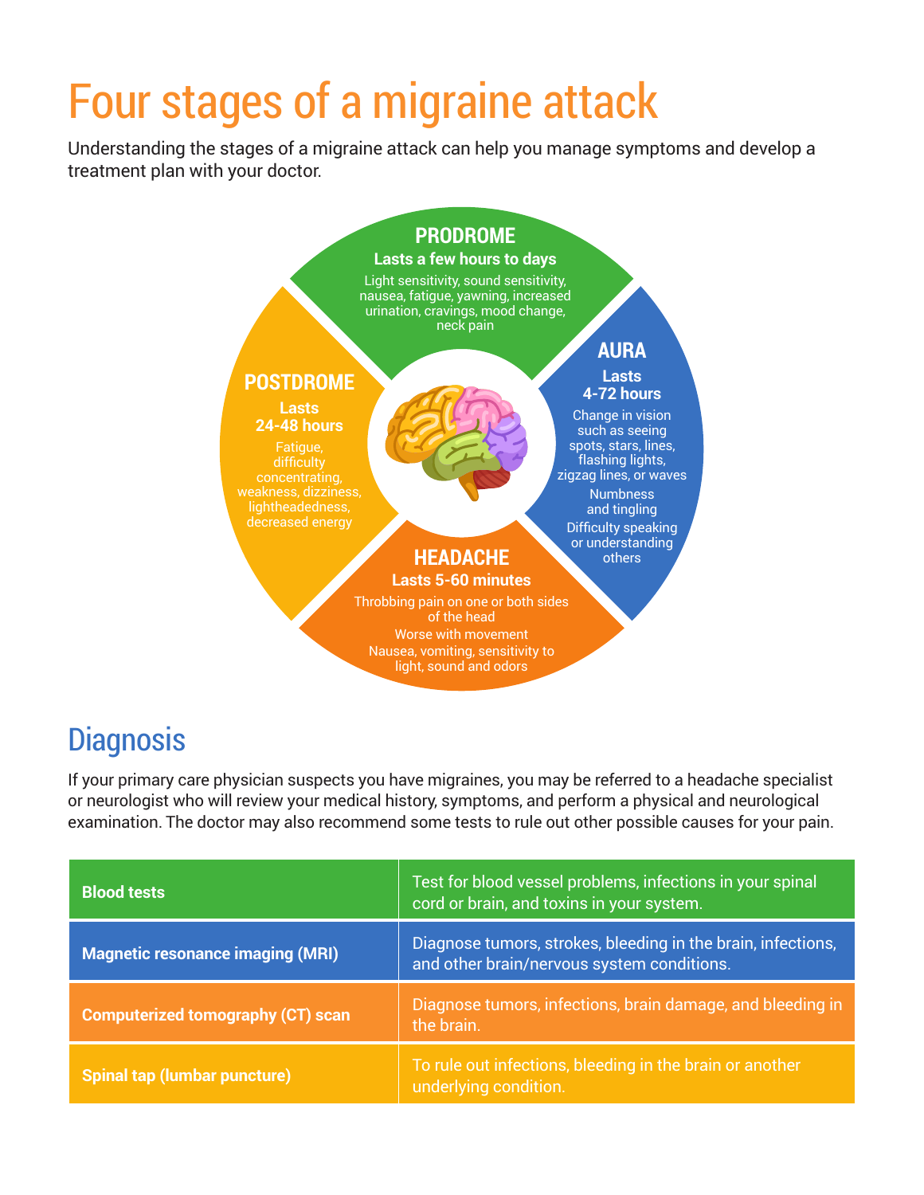# Four stages of a migraine attack

Understanding the stages of a migraine attack can help you manage symptoms and develop a treatment plan with your doctor.

### PRODROME

**Lasts a few hours to days**

Light sensitivity, sound sensitivity, nausea, fatigue, yawning, increased urination, cravings, mood change, neck pain

### AURA

**Lasts 4-72 hours**

Change in vision such as seeing spots, stars, lines, flashing lights, zigzag lines, or waves

Numbness and tingling

Difficulty speaking or understanding others

### HEADACHE

**Lasts 5-60 minutes**

Throbbing pain on one or both sides of the head

Worse with movement

Nausea, vomiting, sensitivity to light, sound and odors

### POSTDROME

**Lasts 24-48 hours**

Fatigue, difficulty concentrating, weakness, dizziness, lightheadedness, decreased energy

## Diagnosis

If your primary care physician suspects you have migraines, you may be referred to a headache specialist or neurologist who will review your medical history, symptoms, and perform a physical and neurological examination. The doctor may also recommend some tests to rule out other possible causes for your pain.

| Test | Purpose |
|---|---|
| **Blood tests** | Test for blood vessel problems, infections in your spinal cord or brain, and toxins in your system. |
| **Magnetic resonance imaging (MRI)** | Diagnose tumors, strokes, bleeding in the brain, infections, and other brain/nervous system conditions. |
| **Computerized tomography (CT) scan** | Diagnose tumors, infections, brain damage, and bleeding in the brain. |
| **Spinal tap (lumbar puncture)** | To rule out infections, bleeding in the brain or another underlying condition. |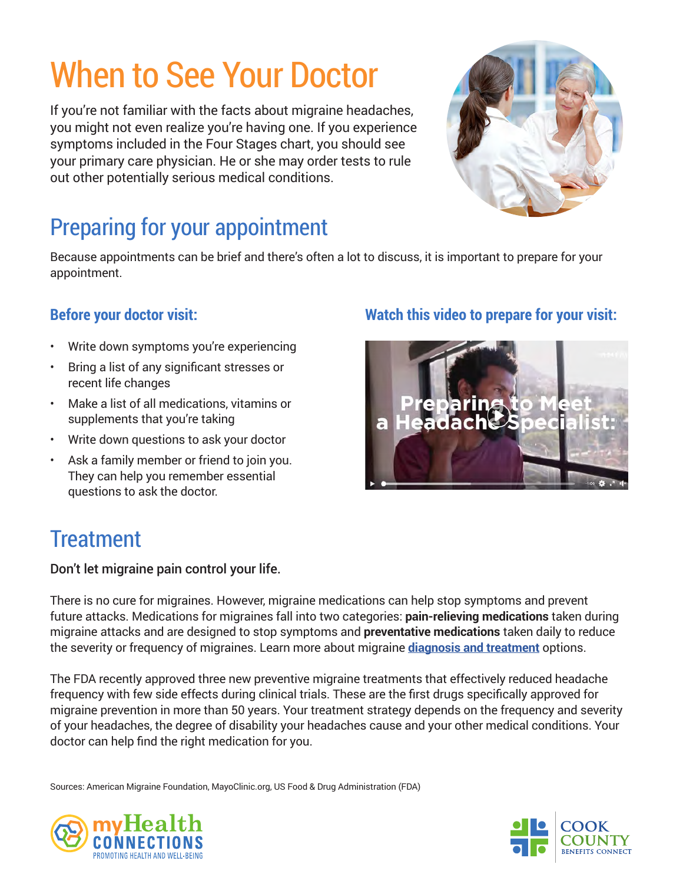# When to See Your Doctor

If you're not familiar with the facts about migraine headaches, you might not even realize you're having one. If you experience symptoms included in the Four Stages chart, you should see your primary care physician. He or she may order tests to rule out other potentially serious medical conditions.

## Preparing for your appointment

Because appointments can be brief and there's often a lot to discuss, it is important to prepare for your appointment.

### Before your doctor visit:

- Write down symptoms you're experiencing
- Bring a list of any significant stresses or recent life changes
- Make a list of all medications, vitamins or supplements that you're taking
- Write down questions to ask your doctor
- Ask a family member or friend to join you. They can help you remember essential questions to ask the doctor.

### Watch this video to prepare for your visit:

Preparing to Meet a Headache Specialist:

## Treatment

Don't let migraine pain control your life.

There is no cure for migraines. However, migraine medications can help stop symptoms and prevent future attacks. Medications for migraines fall into two categories: **pain-relieving medications** taken during migraine attacks and are designed to stop symptoms and **preventative medications** taken daily to reduce the severity or frequency of migraines. Learn more about migraine **diagnosis and treatment** options.

The FDA recently approved three new preventive migraine treatments that effectively reduced headache frequency with few side effects during clinical trials. These are the first drugs specifically approved for migraine prevention in more than 50 years. Your treatment strategy depends on the frequency and severity of your headaches, the degree of disability your headaches cause and your other medical conditions. Your doctor can help find the right medication for you.

Sources: American Migraine Foundation, MayoClinic.org, US Food & Drug Administration (FDA)